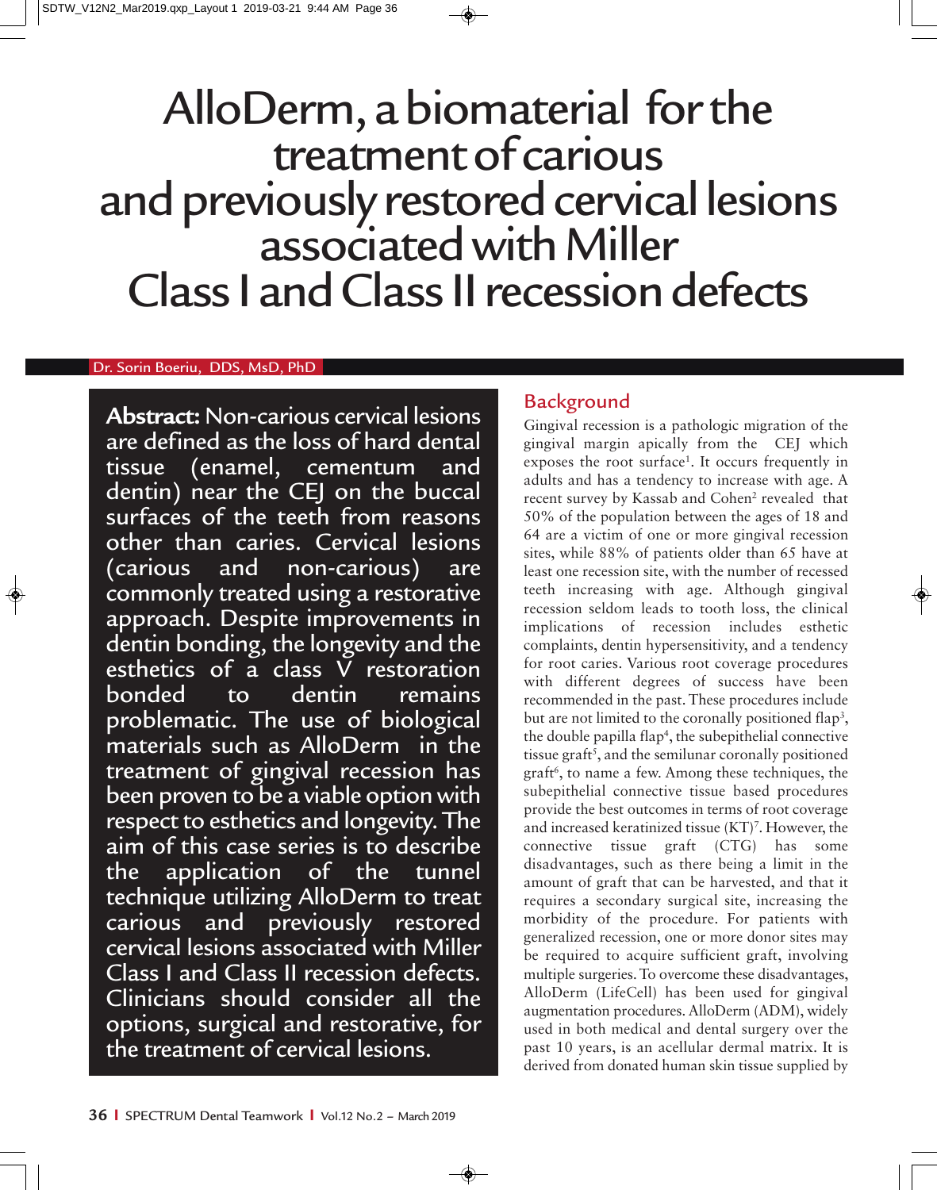# AlloDerm, a biomaterial for the treatment of carious and previously restored cervical lesions associated with Miller Class I and Class II recession defects

Dr. Sorin Boeriu, DDS, MsD, PhD

**Abstract:** Non-carious cervical lesions are defined as the loss of hard dental tissue (enamel, cementum and dentin) near the CEJ on the buccal surfaces of the teeth from reasons other than caries. Cervical lesions (carious and non-carious) are commonly treated using a restorative approach. Despite improvements in dentin bonding, the longevity and the esthetics of a class V restoration bonded to dentin remains problematic. The use of biological materials such as AlloDerm in the treatment of gingival recession has been proven to be a viable option with respect to esthetics and longevity. The aim of this case series is to describe the application of the tunnel technique utilizing AlloDerm to treat carious and previously restored cervical lesions associated with Miller Class I and Class II recession defects. Clinicians should consider all the options, surgical and restorative, for the treatment of cervical lesions.

## Background

Gingival recession is a pathologic migration of the gingival margin apically from the CEJ which exposes the root surface[1]. It occurs frequently in adults and has a tendency to increase with age. A recent survey by Kassab and Cohen[2] revealed that 50% of the population between the ages of 18 and 64 are a victim of one or more gingival recession sites, while 88% of patients older than 65 have at least one recession site, with the number of recessed teeth increasing with age. Although gingival recession seldom leads to tooth loss, the clinical implications of recession includes esthetic complaints, dentin hypersensitivity, and a tendency for root caries. Various root coverage procedures with different degrees of success have been recommended in the past. These procedures include but are not limited to the coronally positioned flap[3], the double papilla flap[4], the subepithelial connective tissue graft[5], and the semilunar coronally positioned graft[6], to name a few. Among these techniques, the subepithelial connective tissue based procedures provide the best outcomes in terms of root coverage and increased keratinized tissue (KT)[7]. However, the connective tissue graft (CTG) has some disadvantages, such as there being a limit in the amount of graft that can be harvested, and that it requires a secondary surgical site, increasing the morbidity of the procedure. For patients with generalized recession, one or more donor sites may be required to acquire sufficient graft, involving multiple surgeries. To overcome these disadvantages, AlloDerm (LifeCell) has been used for gingival augmentation procedures. AlloDerm (ADM), widely used in both medical and dental surgery over the past 10 years, is an acellular dermal matrix. It is derived from donated human skin tissue supplied by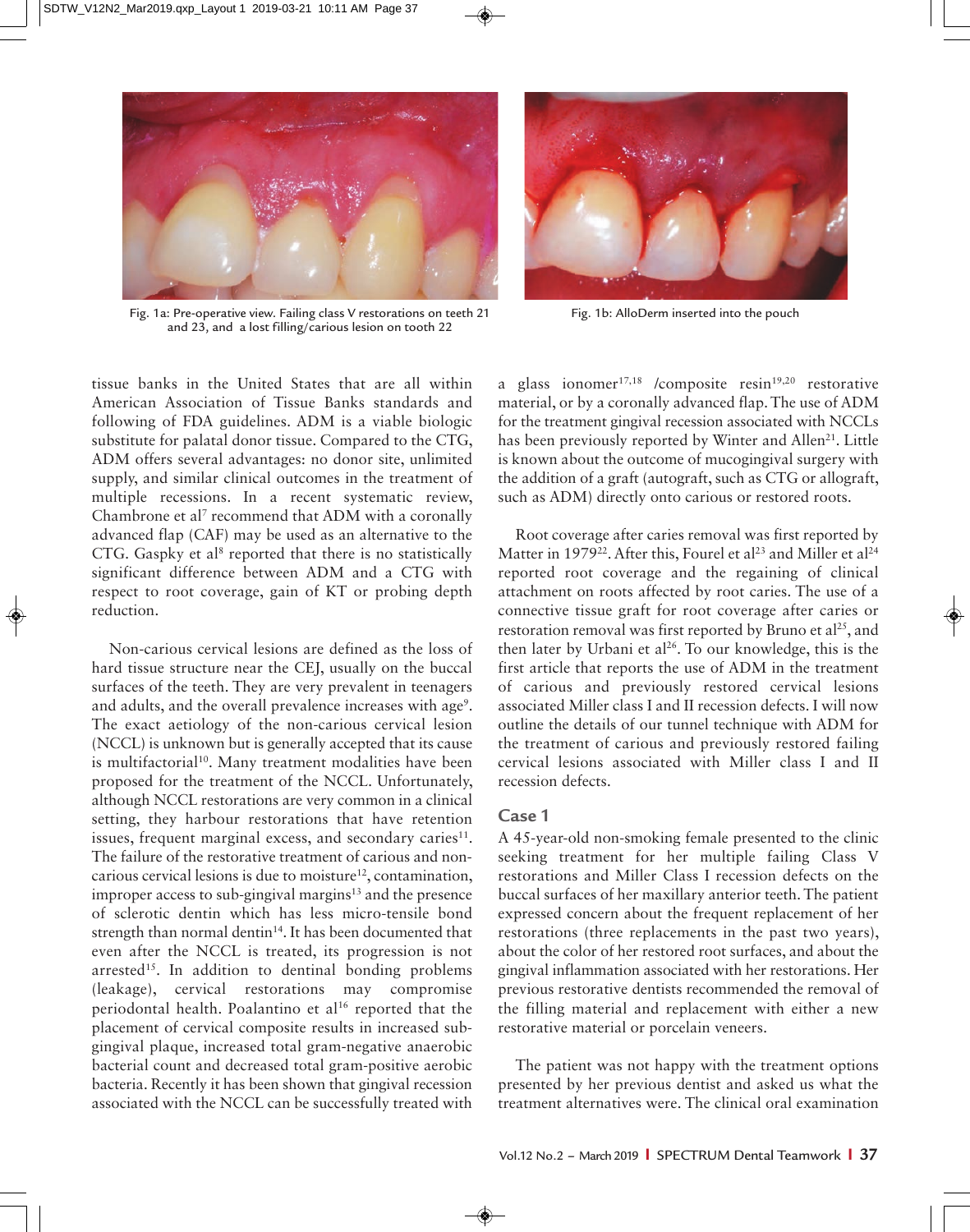Fig. 1a: Pre-operative view. Failing class V restorations on teeth 21 and 23, and a lost filling/carious lesion on tooth 22

Fig. 1b: AlloDerm inserted into the pouch

tissue banks in the United States that are all within American Association of Tissue Banks standards and following of FDA guidelines. ADM is a viable biologic substitute for palatal donor tissue. Compared to the CTG, ADM offers several advantages: no donor site, unlimited supply, and similar clinical outcomes in the treatment of multiple recessions. In a recent systematic review, Chambrone et al[7] recommend that ADM with a coronally advanced flap (CAF) may be used as an alternative to the CTG. Gaspky et al[8] reported that there is no statistically significant difference between ADM and a CTG with respect to root coverage, gain of KT or probing depth reduction.

Non-carious cervical lesions are defined as the loss of hard tissue structure near the CEJ, usually on the buccal surfaces of the teeth. They are very prevalent in teenagers and adults, and the overall prevalence increases with age[9]. The exact aetiology of the non-carious cervical lesion (NCCL) is unknown but is generally accepted that its cause is multifactorial[10]. Many treatment modalities have been proposed for the treatment of the NCCL. Unfortunately, although NCCL restorations are very common in a clinical setting, they harbour restorations that have retention issues, frequent marginal excess, and secondary caries[11]. The failure of the restorative treatment of carious and non-carious cervical lesions is due to moisture[12], contamination, improper access to sub-gingival margins[13] and the presence of sclerotic dentin which has less micro-tensile bond strength than normal dentin[14]. It has been documented that even after the NCCL is treated, its progression is not arrested[15]. In addition to dentinal bonding problems (leakage), cervical restorations may compromise periodontal health. Poalantino et al[16] reported that the placement of cervical composite results in increased sub-gingival plaque, increased total gram-negative anaerobic bacterial count and decreased total gram-positive aerobic bacteria. Recently it has been shown that gingival recession associated with the NCCL can be successfully treated with a glass ionomer[17,18] /composite resin[19,20] restorative material, or by a coronally advanced flap. The use of ADM for the treatment gingival recession associated with NCCLs has been previously reported by Winter and Allen[21]. Little is known about the outcome of mucogingival surgery with the addition of a graft (autograft, such as CTG or allograft, such as ADM) directly onto carious or restored roots.

Root coverage after caries removal was first reported by Matter in 1979[22]. After this, Fourel et al[23] and Miller et al[24] reported root coverage and the regaining of clinical attachment on roots affected by root caries. The use of a connective tissue graft for root coverage after caries or restoration removal was first reported by Bruno et al[25], and then later by Urbani et al[26]. To our knowledge, this is the first article that reports the use of ADM in the treatment of carious and previously restored cervical lesions associated Miller class I and II recession defects. I will now outline the details of our tunnel technique with ADM for the treatment of carious and previously restored failing cervical lesions associated with Miller class I and II recession defects.

## Case 1

A 45-year-old non-smoking female presented to the clinic seeking treatment for her multiple failing Class V restorations and Miller Class I recession defects on the buccal surfaces of her maxillary anterior teeth. The patient expressed concern about the frequent replacement of her restorations (three replacements in the past two years), about the color of her restored root surfaces, and about the gingival inflammation associated with her restorations. Her previous restorative dentists recommended the removal of the filling material and replacement with either a new restorative material or porcelain veneers.

The patient was not happy with the treatment options presented by her previous dentist and asked us what the treatment alternatives were. The clinical oral examination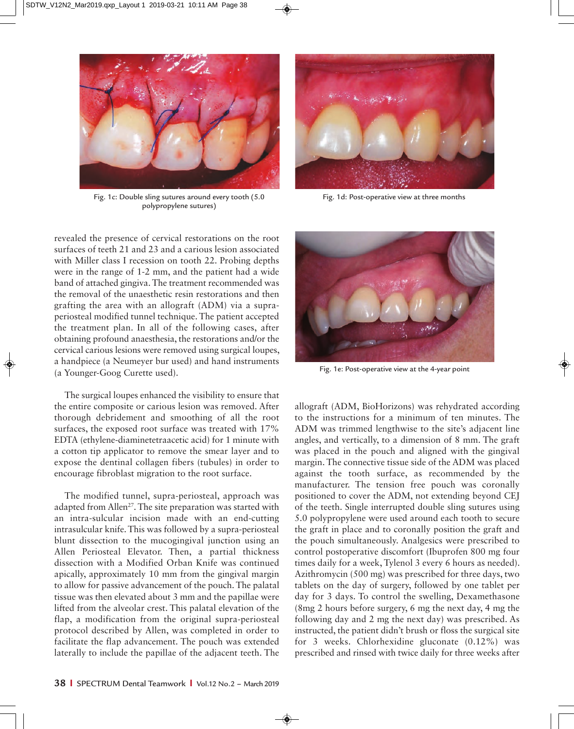Fig. 1c: Double sling sutures around every tooth (5.0 polypropylene sutures)

Fig. 1d: Post-operative view at three months

revealed the presence of cervical restorations on the root surfaces of teeth 21 and 23 and a carious lesion associated with Miller class I recession on tooth 22. Probing depths were in the range of 1-2 mm, and the patient had a wide band of attached gingiva. The treatment recommended was the removal of the unaesthetic resin restorations and then grafting the area with an allograft (ADM) via a supra-periosteal modified tunnel technique. The patient accepted the treatment plan. In all of the following cases, after obtaining profound anaesthesia, the restorations and/or the cervical carious lesions were removed using surgical loupes, a handpiece (a Neumeyer bur used) and hand instruments (a Younger-Goog Curette used).

The surgical loupes enhanced the visibility to ensure that the entire composite or carious lesion was removed. After thorough debridement and smoothing of all the root surfaces, the exposed root surface was treated with 17% EDTA (ethylene-diaminetetraacetic acid) for 1 minute with a cotton tip applicator to remove the smear layer and to expose the dentinal collagen fibers (tubules) in order to encourage fibroblast migration to the root surface.

The modified tunnel, supra-periosteal, approach was adapted from Allen[27]. The site preparation was started with an intra-sulcular incision made with an end-cutting intrasulcular knife. This was followed by a supra-periosteal blunt dissection to the mucogingival junction using an Allen Periosteal Elevator. Then, a partial thickness dissection with a Modified Orban Knife was continued apically, approximately 10 mm from the gingival margin to allow for passive advancement of the pouch. The palatal tissue was then elevated about 3 mm and the papillae were lifted from the alveolar crest. This palatal elevation of the flap, a modification from the original supra-periosteal protocol described by Allen, was completed in order to facilitate the flap advancement. The pouch was extended laterally to include the papillae of the adjacent teeth. The allograft (ADM, BioHorizons) was rehydrated according to the instructions for a minimum of ten minutes. The ADM was trimmed lengthwise to the site's adjacent line angles, and vertically, to a dimension of 8 mm. The graft was placed in the pouch and aligned with the gingival margin. The connective tissue side of the ADM was placed against the tooth surface, as recommended by the manufacturer. The tension free pouch was coronally positioned to cover the ADM, not extending beyond CEJ of the teeth. Single interrupted double sling sutures using 5.0 polypropylene were used around each tooth to secure the graft in place and to coronally position the graft and the pouch simultaneously. Analgesics were prescribed to control postoperative discomfort (Ibuprofen 800 mg four times daily for a week, Tylenol 3 every 6 hours as needed). Azithromycin (500 mg) was prescribed for three days, two tablets on the day of surgery, followed by one tablet per day for 3 days. To control the swelling, Dexamethasone (8mg 2 hours before surgery, 6 mg the next day, 4 mg the following day and 2 mg the next day) was prescribed. As instructed, the patient didn't brush or floss the surgical site for 3 weeks. Chlorhexidine gluconate (0.12%) was prescribed and rinsed with twice daily for three weeks after

Fig. 1e: Post-operative view at the 4-year point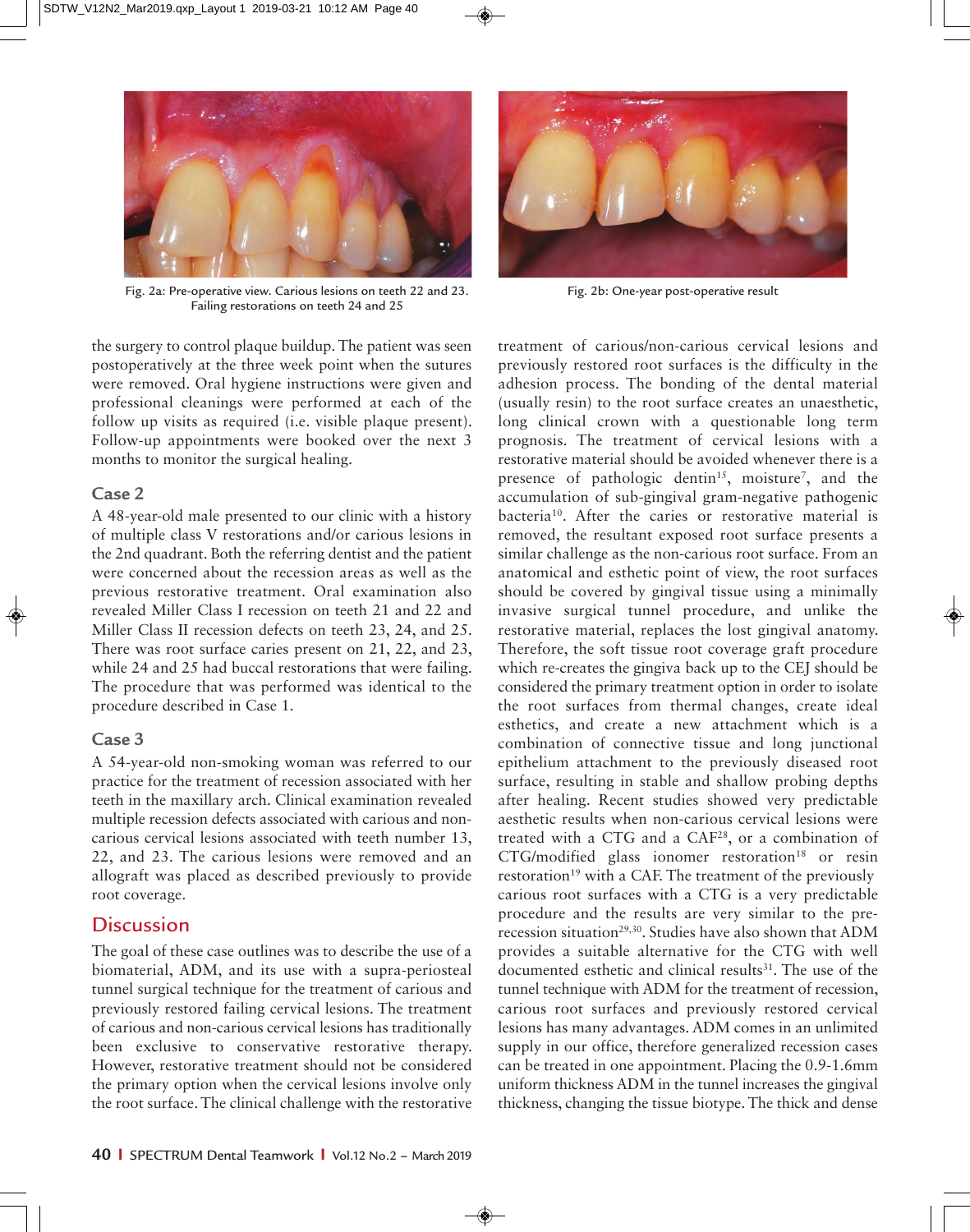Fig. 2a: Pre-operative view. Carious lesions on teeth 22 and 23. Failing restorations on teeth 24 and 25

Fig. 2b: One-year post-operative result

the surgery to control plaque buildup. The patient was seen postoperatively at the three week point when the sutures were removed. Oral hygiene instructions were given and professional cleanings were performed at each of the follow up visits as required (i.e. visible plaque present). Follow-up appointments were booked over the next 3 months to monitor the surgical healing.

### Case 2

A 48-year-old male presented to our clinic with a history of multiple class V restorations and/or carious lesions in the 2nd quadrant. Both the referring dentist and the patient were concerned about the recession areas as well as the previous restorative treatment. Oral examination also revealed Miller Class I recession on teeth 21 and 22 and Miller Class II recession defects on teeth 23, 24, and 25. There was root surface caries present on 21, 22, and 23, while 24 and 25 had buccal restorations that were failing. The procedure that was performed was identical to the procedure described in Case 1.

### Case 3

A 54-year-old non-smoking woman was referred to our practice for the treatment of recession associated with her teeth in the maxillary arch. Clinical examination revealed multiple recession defects associated with carious and non-carious cervical lesions associated with teeth number 13, 22, and 23. The carious lesions were removed and an allograft was placed as described previously to provide root coverage.

## Discussion

The goal of these case outlines was to describe the use of a biomaterial, ADM, and its use with a supra-periosteal tunnel surgical technique for the treatment of carious and previously restored failing cervical lesions. The treatment of carious and non-carious cervical lesions has traditionally been exclusive to conservative restorative therapy. However, restorative treatment should not be considered the primary option when the cervical lesions involve only the root surface. The clinical challenge with the restorative treatment of carious/non-carious cervical lesions and previously restored root surfaces is the difficulty in the adhesion process. The bonding of the dental material (usually resin) to the root surface creates an unaesthetic, long clinical crown with a questionable long term prognosis. The treatment of cervical lesions with a restorative material should be avoided whenever there is a presence of pathologic dentin[15], moisture[7], and the accumulation of sub-gingival gram-negative pathogenic bacteria[10]. After the caries or restorative material is removed, the resultant exposed root surface presents a similar challenge as the non-carious root surface. From an anatomical and esthetic point of view, the root surfaces should be covered by gingival tissue using a minimally invasive surgical tunnel procedure, and unlike the restorative material, replaces the lost gingival anatomy. Therefore, the soft tissue root coverage graft procedure which re-creates the gingiva back up to the CEJ should be considered the primary treatment option in order to isolate the root surfaces from thermal changes, create ideal esthetics, and create a new attachment which is a combination of connective tissue and long junctional epithelium attachment to the previously diseased root surface, resulting in stable and shallow probing depths after healing. Recent studies showed very predictable aesthetic results when non-carious cervical lesions were treated with a CTG and a CAF[28], or a combination of CTG/modified glass ionomer restoration[18] or resin restoration[19] with a CAF. The treatment of the previously carious root surfaces with a CTG is a very predictable procedure and the results are very similar to the pre-recession situation[29,30]. Studies have also shown that ADM provides a suitable alternative for the CTG with well documented esthetic and clinical results[31]. The use of the tunnel technique with ADM for the treatment of recession, carious root surfaces and previously restored cervical lesions has many advantages. ADM comes in an unlimited supply in our office, therefore generalized recession cases can be treated in one appointment. Placing the 0.9-1.6mm uniform thickness ADM in the tunnel increases the gingival thickness, changing the tissue biotype. The thick and dense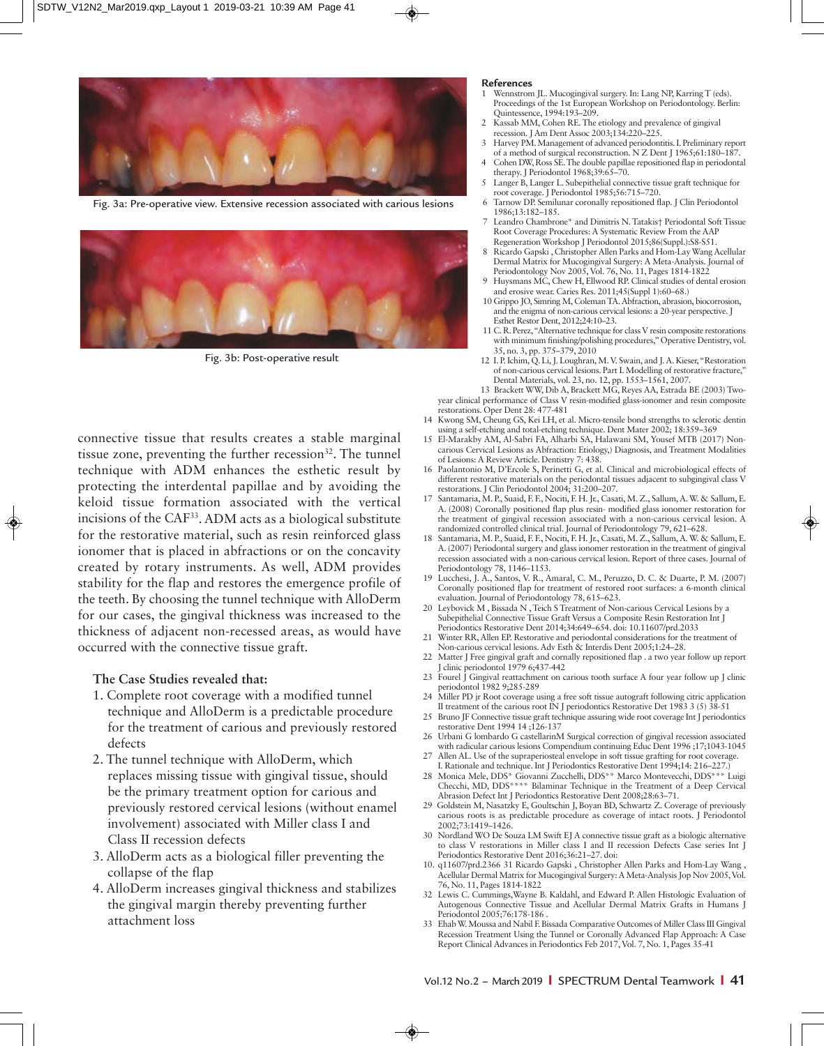Fig. 3a: Pre-operative view. Extensive recession associated with carious lesions

Fig. 3b: Post-operative result

connective tissue that results creates a stable marginal tissue zone, preventing the further recession[32]. The tunnel technique with ADM enhances the esthetic result by protecting the interdental papillae and by avoiding the keloid tissue formation associated with the vertical incisions of the CAF[33]. ADM acts as a biological substitute for the restorative material, such as resin reinforced glass ionomer that is placed in abfractions or on the concavity created by rotary instruments. As well, ADM provides stability for the flap and restores the emergence profile of the teeth. By choosing the tunnel technique with AlloDerm for our cases, the gingival thickness was increased to the thickness of adjacent non-recessed areas, as would have occurred with the connective tissue graft.

### The Case Studies revealed that:

1. Complete root coverage with a modified tunnel technique and AlloDerm is a predictable procedure for the treatment of carious and previously restored defects
2. The tunnel technique with AlloDerm, which replaces missing tissue with gingival tissue, should be the primary treatment option for carious and previously restored cervical lesions (without enamel involvement) associated with Miller class I and Class II recession defects
3. AlloDerm acts as a biological filler preventing the collapse of the flap
4. AlloDerm increases gingival thickness and stabilizes the gingival margin thereby preventing further attachment loss

## References

1 Wennstrom JL. Mucogingival surgery. In: Lang NP, Karring T (eds). Proceedings of the 1st European Workshop on Periodontology. Berlin: Quintessence, 1994:193–209.
2 Kassab MM, Cohen RE. The etiology and prevalence of gingival recession. J Am Dent Assoc 2003;134:220–225.
3 Harvey PM. Management of advanced periodontitis. I. Preliminary report of a method of surgical reconstruction. N Z Dent J 1965;61:180–187.
4 Cohen DW, Ross SE. The double papillae repositioned flap in periodontal therapy. J Periodontol 1968;39:65–70.
5 Langer B, Langer L. Subepithelial connective tissue graft technique for root coverage. J Periodontol 1985;56:715–720.
6 Tarnow DP. Semilunar coronally repositioned flap. J Clin Periodontol 1986;13:182–185.
7 Leandro Chambrone* and Dimitris N. Tatakis† Periodontal Soft Tissue Root Coverage Procedures: A Systematic Review From the AAP Regeneration Workshop J Periodontol 2015;86(Suppl.):S8-S51.
8 Ricardo Gapski , Christopher Allen Parks and Hom-Lay Wang Acellular Dermal Matrix for Mucogingival Surgery: A Meta-Analysis. Journal of Periodontology Nov 2005, Vol. 76, No. 11, Pages 1814-1822
9 Huysmans MC, Chew H, Ellwood RP. Clinical studies of dental erosion and erosive wear. Caries Res. 2011;45(Suppl 1):60–68.)
10 Grippo JO, Simring M, Coleman TA. Abfraction, abrasion, biocorrosion, and the enigma of non-carious cervical lesions: a 20-year perspective. J Esthet Restor Dent, 2012;24:10–23.
11 C. R. Perez, "Alternative technique for class V resin composite restorations with minimum finishing/polishing procedures," Operative Dentistry, vol. 35, no. 3, pp. 375–379, 2010
12 I. P. Ichim, Q. Li, J. Loughran, M. V. Swain, and J. A. Kieser, "Restoration of non-carious cervical lesions. Part I. Modelling of restorative fracture," Dental Materials, vol. 23, no. 12, pp. 1553–1561, 2007.
13 Brackett WW, Dib A, Brackett MG, Reyes AA, Estrada BE (2003) Two-year clinical performance of Class V resin-modified glass-ionomer and resin composite restorations. Oper Dent 28: 477-481
14 Kwong SM, Cheung GS, Kei LH, et al. Micro-tensile bond strengths to sclerotic dentin using a self-etching and total-etching technique. Dent Mater 2002; 18:359–369
15 El-Marakby AM, Al-Sabri FA, Alharbi SA, Halawani SM, Yousef MTB (2017) Non-carious Cervical Lesions as Abfraction: Etiology,) Diagnosis, and Treatment Modalities of Lesions: A Review Article. Dentistry 7: 438.
16 Paolantonio M, D'Ercole S, Perinetti G, et al. Clinical and microbiological effects of different restorative materials on the periodontal tissues adjacent to subgingival class V restorations. J Clin Periodontol 2004; 31:200–207.
17 Santamaria, M. P., Suaid, F. F., Nociti, F. H. Jr., Casati, M. Z., Sallum, A. W. & Sallum, E. A. (2008) Coronally positioned flap plus resin- modified glass ionomer restoration for the treatment of gingival recession associated with a non-carious cervical lesion. A randomized controlled clinical trial. Journal of Periodontology 79, 621–628.
18 Santamaria, M. P., Suaid, F. F., Nociti, F. H. Jr., Casati, M. Z., Sallum, A. W. & Sallum, E. A. (2007) Periodontal surgery and glass ionomer restoration in the treatment of gingival recession associated with a non-carious cervical lesion. Report of three cases. Journal of Periodontology 78, 1146–1153.
19 Lucchesi, J. A., Santos, V. R., Amaral, C. M., Peruzzo, D. C. & Duarte, P. M. (2007) Coronally positioned flap for treatment of restored root surfaces: a 6-month clinical evaluation. Journal of Periodontology 78, 615–623.
20 Lucchesi M , Bissada N , Teich S Treatment of Non-carious Cervical Lesions by a Subepithelial Connective Tissue Graft Versus a Composite Resin Restoration Int J Periodontics Restorative Dent 2014;34:649–654. doi: 10.11607/prd.2033
21 Winter RR, Allen EP. Restorative and periodontal considerations for the treatment of Non-carious cervical lesions. Adv Esth & Interdis Dent 2005;1:24–28.
22 Matter J Free gingival graft and cornally repositioned flap . a two year follow up report J clinic periodontol 1979 6;437-442
23 Fourel J Gingival reattachment on carious tooth surface A four year follow up J clinic periodontol 1982 9;285-289
24 Miller PD jr Root coverage using a free soft tissue autograft following citric application II treatment of the carious root IN J periodontics Restorative Det 1983 3 (5) 38-51
25 Bruno JF Connective tissue graft technique assuring wide root coverage Int J periodontics restorative Dent 1994 14 ;126-137
26 Urbani G lombardo G castellarinM Surgical correction of gingival recession associated with radicular carious lesions Compendium continuing Educ Dent 1996 ;17;1043-1045
27 Allen AL. Use of the supraperiosteal envelope in soft tissue grafting for root coverage. I. Rationale and technique. Int J Periodontics Restorative Dent 1994;14: 216–227.)
28 Monica Mele, DDS* Giovanni Zucchelli, DDS** Marco Montevecchi, DDS*** Luigi Checchi, MD, DDS**** Bilaminar Technique in the Treatment of a Deep Cervical Abrasion Defect Int J Periodontics Restorative Dent 2008;28:63–71.
29 Goldstein M, Nasatzky E, Goultschin J, Boyan BD, Schwartz Z. Coverage of previously carious roots is as predictable procedure as coverage of intact roots. J Periodontol 2002;73:1419–1426.
30 Nordland WO De Souza LM Swift EJ A connective tissue graft as a biologic alternative to class V restorations in Miller class I and II recession Defects Case series Int J Periodontics Restorative Dent 2016;36:21–27. doi:
10. q11607/prd.2366 31 Ricardo Gapski , Christopher Allen Parks and Hom-Lay Wang , Acellular Dermal Matrix for Mucogingival Surgery: A Meta-Analysis Jop Nov 2005, Vol. 76, No. 11, Pages 1814-1822
32 Lewis C. Cummings,Wayne B. Kaldahl, and Edward P. Allen Histologic Evaluation of Autogenous Connective Tissue and Acellular Dermal Matrix Grafts in Humans J Periodontol 2005;76:178-186 .
33 Ehab W. Moussa and Nabil F. Bissada Comparative Outcomes of Miller Class III Gingival Recession Treatment Using the Tunnel or Coronally Advanced Flap Approach: A Case Report Clinical Advances in Periodontics Feb 2017, Vol. 7, No. 1, Pages 35-41